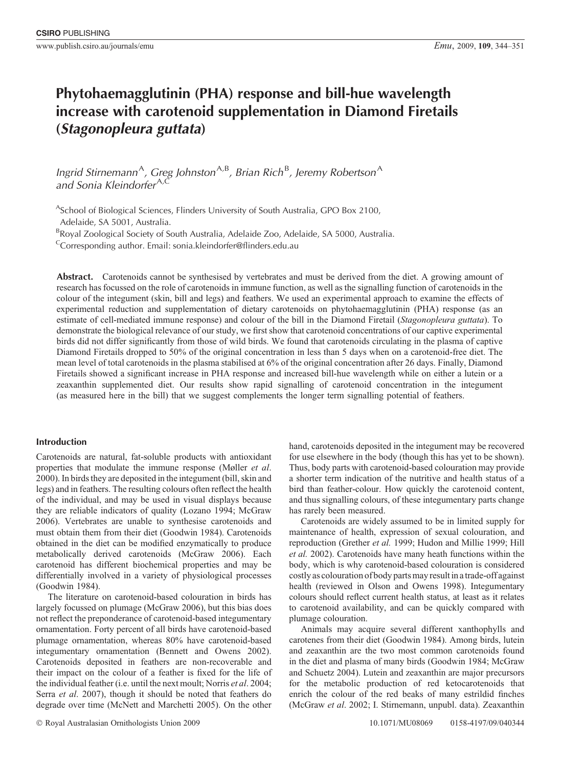# Phytohaemagglutinin (PHA) response and bill-hue wavelength increase with carotenoid supplementation in Diamond Firetails (*Stagonopleura guttata*)

*Ingrid Stirnemann*[A], *Greg Johnston*[A,B], *Brian Rich*[B], *Jeremy Robertson*[A] *and Sonia Kleindorfer*[A,C]

[A]School of Biological Sciences, Flinders University of South Australia, GPO Box 2100, Adelaide, SA 5001, Australia.

[B]Royal Zoological Society of South Australia, Adelaide Zoo, Adelaide, SA 5000, Australia.

[C]Corresponding author. Email: sonia.kleindorfer@flinders.edu.au

**Abstract.** Carotenoids cannot be synthesised by vertebrates and must be derived from the diet. A growing amount of research has focussed on the role of carotenoids in immune function, as well as the signalling function of carotenoids in the colour of the integument (skin, bill and legs) and feathers. We used an experimental approach to examine the effects of experimental reduction and supplementation of dietary carotenoids on phytohaemagglutinin (PHA) response (as an estimate of cell-mediated immune response) and colour of the bill in the Diamond Firetail (*Stagonopleura guttata*). To demonstrate the biological relevance of our study, we first show that carotenoid concentrations of our captive experimental birds did not differ significantly from those of wild birds. We found that carotenoids circulating in the plasma of captive Diamond Firetails dropped to 50% of the original concentration in less than 5 days when on a carotenoid-free diet. The mean level of total carotenoids in the plasma stabilised at 6% of the original concentration after 26 days. Finally, Diamond Firetails showed a significant increase in PHA response and increased bill-hue wavelength while on either a lutein or a zeaxanthin supplemented diet. Our results show rapid signalling of carotenoid concentration in the integument (as measured here in the bill) that we suggest complements the longer term signalling potential of feathers.

## Introduction

Carotenoids are natural, fat-soluble products with antioxidant properties that modulate the immune response (Møller *et al*. 2000). In birds they are deposited in the integument (bill, skin and legs) and in feathers. The resulting colours often reflect the health of the individual, and may be used in visual displays because they are reliable indicators of quality (Lozano 1994; McGraw 2006). Vertebrates are unable to synthesise carotenoids and must obtain them from their diet (Goodwin 1984). Carotenoids obtained in the diet can be modified enzymatically to produce metabolically derived carotenoids (McGraw 2006). Each carotenoid has different biochemical properties and may be differentially involved in a variety of physiological processes (Goodwin 1984).

The literature on carotenoid-based colouration in birds has largely focussed on plumage (McGraw 2006), but this bias does not reflect the preponderance of carotenoid-based integumentary ornamentation. Forty percent of all birds have carotenoid-based plumage ornamentation, whereas 80% have carotenoid-based integumentary ornamentation (Bennett and Owens 2002). Carotenoids deposited in feathers are non-recoverable and their impact on the colour of a feather is fixed for the life of the individual feather (i.e. until the next moult; Norris *et al*. 2004; Serra *et al*. 2007), though it should be noted that feathers do degrade over time (McNett and Marchetti 2005). On the other hand, carotenoids deposited in the integument may be recovered for use elsewhere in the body (though this has yet to be shown). Thus, body parts with carotenoid-based colouration may provide a shorter term indication of the nutritive and health status of a bird than feather-colour. How quickly the carotenoid content, and thus signalling colours, of these integumentary parts change has rarely been measured.

Carotenoids are widely assumed to be in limited supply for maintenance of health, expression of sexual colouration, and reproduction (Grether *et al.* 1999; Hudon and Millie 1999; Hill *et al.* 2002). Carotenoids have many heath functions within the body, which is why carotenoid-based colouration is considered costly as colouration of body parts may result in a trade-off against health (reviewed in Olson and Owens 1998). Integumentary colours should reflect current health status, at least as it relates to carotenoid availability, and can be quickly compared with plumage colouration.

Animals may acquire several different xanthophylls and carotenes from their diet (Goodwin 1984). Among birds, lutein and zeaxanthin are the two most common carotenoids found in the diet and plasma of many birds (Goodwin 1984; McGraw and Schuetz 2004). Lutein and zeaxanthin are major precursors for the metabolic production of red ketocarotenoids that enrich the colour of the red beaks of many estrildid finches (McGraw *et al*. 2002; I. Stirnemann, unpubl. data). Zeaxanthin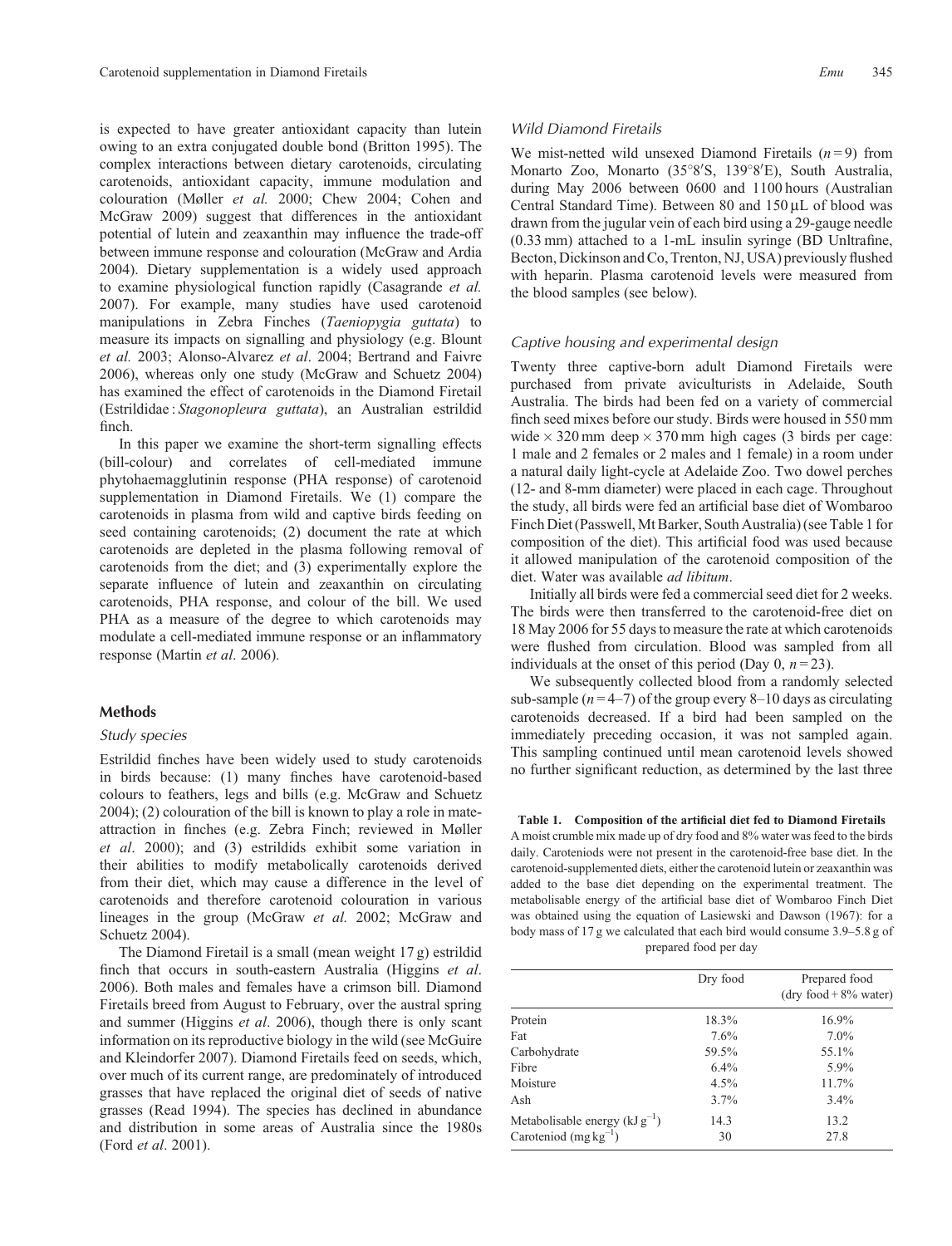is expected to have greater antioxidant capacity than lutein owing to an extra conjugated double bond (Britton 1995). The complex interactions between dietary carotenoids, circulating carotenoids, antioxidant capacity, immune modulation and colouration (Møller *et al.* 2000; Chew 2004; Cohen and McGraw 2009) suggest that differences in the antioxidant potential of lutein and zeaxanthin may influence the trade-off between immune response and colouration (McGraw and Ardia 2004). Dietary supplementation is a widely used approach to examine physiological function rapidly (Casagrande *et al.* 2007). For example, many studies have used carotenoid manipulations in Zebra Finches (*Taeniopygia guttata*) to measure its impacts on signalling and physiology (e.g. Blount *et al.* 2003; Alonso-Alvarez *et al*. 2004; Bertrand and Faivre 2006), whereas only one study (McGraw and Schuetz 2004) has examined the effect of carotenoids in the Diamond Firetail (Estrildidae : *Stagonopleura guttata*), an Australian estrildid finch.

In this paper we examine the short-term signalling effects (bill-colour) and correlates of cell-mediated immune phytohaemagglutinin response (PHA response) of carotenoid supplementation in Diamond Firetails. We (1) compare the carotenoids in plasma from wild and captive birds feeding on seed containing carotenoids; (2) document the rate at which carotenoids are depleted in the plasma following removal of carotenoids from the diet; and (3) experimentally explore the separate influence of lutein and zeaxanthin on circulating carotenoids, PHA response, and colour of the bill. We used PHA as a measure of the degree to which carotenoids may modulate a cell-mediated immune response or an inflammatory response (Martin *et al*. 2006).

## Methods

### Study species

Estrildid finches have been widely used to study carotenoids in birds because: (1) many finches have carotenoid-based colours to feathers, legs and bills (e.g. McGraw and Schuetz 2004); (2) colouration of the bill is known to play a role in mate-attraction in finches (e.g. Zebra Finch; reviewed in Møller *et al*. 2000); and (3) estrildids exhibit some variation in their abilities to modify metabolically carotenoids derived from their diet, which may cause a difference in the level of carotenoids and therefore carotenoid colouration in various lineages in the group (McGraw *et al.* 2002; McGraw and Schuetz 2004).

The Diamond Firetail is a small (mean weight 17 g) estrildid finch that occurs in south-eastern Australia (Higgins *et al*. 2006). Both males and females have a crimson bill. Diamond Firetails breed from August to February, over the austral spring and summer (Higgins *et al*. 2006), though there is only scant information on its reproductive biology in the wild (see McGuire and Kleindorfer 2007). Diamond Firetails feed on seeds, which, over much of its current range, are predominately of introduced grasses that have replaced the original diet of seeds of native grasses (Read 1994). The species has declined in abundance and distribution in some areas of Australia since the 1980s (Ford *et al*. 2001).

### Wild Diamond Firetails

We mist-netted wild unsexed Diamond Firetails ($n = 9$) from Monarto Zoo, Monarto (35°8′S, 139°8′E), South Australia, during May 2006 between 0600 and 1100 hours (Australian Central Standard Time). Between 80 and 150 µL of blood was drawn from the jugular vein of each bird using a 29-gauge needle (0.33 mm) attached to a 1-mL insulin syringe (BD Unltrafine, Becton, Dickinson and Co, Trenton, NJ, USA) previously flushed with heparin. Plasma carotenoid levels were measured from the blood samples (see below).

### Captive housing and experimental design

Twenty three captive-born adult Diamond Firetails were purchased from private aviculturists in Adelaide, South Australia. The birds had been fed on a variety of commercial finch seed mixes before our study. Birds were housed in 550 mm wide × 320 mm deep × 370 mm high cages (3 birds per cage: 1 male and 2 females or 2 males and 1 female) in a room under a natural daily light-cycle at Adelaide Zoo. Two dowel perches (12- and 8-mm diameter) were placed in each cage. Throughout the study, all birds were fed an artificial base diet of Wombaroo Finch Diet (Passwell, Mt Barker, South Australia) (see Table 1 for composition of the diet). This artificial food was used because it allowed manipulation of the carotenoid composition of the diet. Water was available *ad libitum*.

Initially all birds were fed a commercial seed diet for 2 weeks. The birds were then transferred to the carotenoid-free diet on 18 May 2006 for 55 days to measure the rate at which carotenoids were flushed from circulation. Blood was sampled from all individuals at the onset of this period (Day 0, $n = 23$).

We subsequently collected blood from a randomly selected sub-sample ($n = 4$–7) of the group every 8–10 days as circulating carotenoids decreased. If a bird had been sampled on the immediately preceding occasion, it was not sampled again. This sampling continued until mean carotenoid levels showed no further significant reduction, as determined by the last three

**Table 1. Composition of the artificial diet fed to Diamond Firetails**
A moist crumble mix made up of dry food and 8% water was feed to the birds daily. Carotenoids were not present in the carotenoid-free base diet. In the carotenoid-supplemented diets, either the carotenoid lutein or zeaxanthin was added to the base diet depending on the experimental treatment. The metabolisable energy of the artificial base diet of Wombaroo Finch Diet was obtained using the equation of Lasiewski and Dawson (1967): for a body mass of 17 g we calculated that each bird would consume 3.9–5.8 g of prepared food per day

| | Dry food | Prepared food (dry food + 8% water) |
|---|---|---|
| Protein | 18.3% | 16.9% |
| Fat | 7.6% | 7.0% |
| Carbohydrate | 59.5% | 55.1% |
| Fibre | 6.4% | 5.9% |
| Moisture | 4.5% | 11.7% |
| Ash | 3.7% | 3.4% |
| Metabolisable energy ($kJ\,g^{-1}$) | 14.3 | 13.2 |
| Caroteniod ($mg\,kg^{-1}$) | 30 | 27.8 |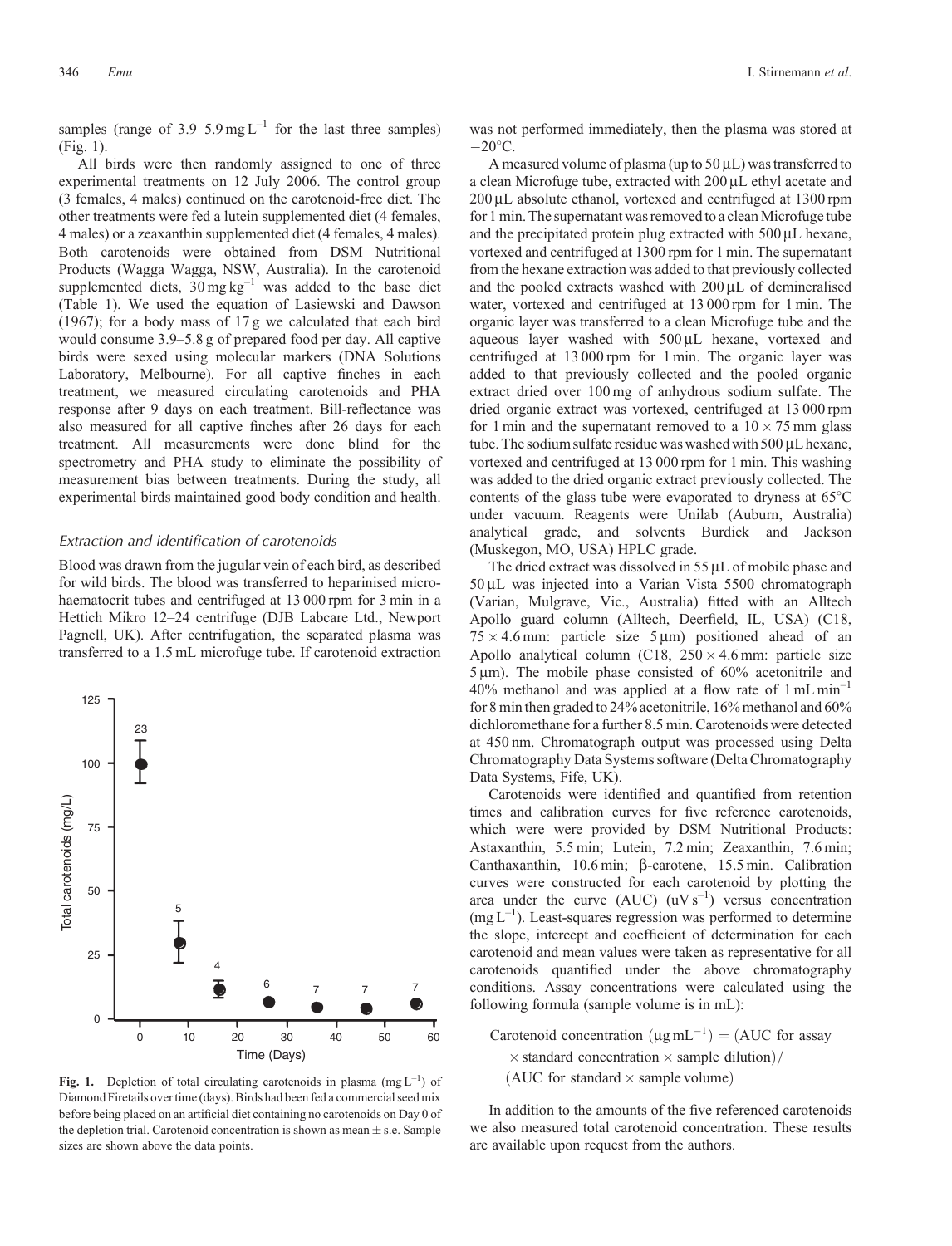samples (range of 3.9–5.9 mg $L^{-1}$ for the last three samples) (Fig. 1).

All birds were then randomly assigned to one of three experimental treatments on 12 July 2006. The control group (3 females, 4 males) continued on the carotenoid-free diet. The other treatments were fed a lutein supplemented diet (4 females, 4 males) or a zeaxanthin supplemented diet (4 females, 4 males). Both carotenoids were obtained from DSM Nutritional Products (Wagga Wagga, NSW, Australia). In the carotenoid supplemented diets, 30 mg $kg^{-1}$ was added to the base diet (Table 1). We used the equation of Lasiewski and Dawson (1967); for a body mass of 17 g we calculated that each bird would consume 3.9–5.8 g of prepared food per day. All captive birds were sexed using molecular markers (DNA Solutions Laboratory, Melbourne). For all captive finches in each treatment, we measured circulating carotenoids and PHA response after 9 days on each treatment. Bill-reflectance was also measured for all captive finches after 26 days for each treatment. All measurements were done blind for the spectrometry and PHA study to eliminate the possibility of measurement bias between treatments. During the study, all experimental birds maintained good body condition and health.

### *Extraction and identification of carotenoids*

Blood was drawn from the jugular vein of each bird, as described for wild birds. The blood was transferred to heparinised micro-haematocrit tubes and centrifuged at 13 000 rpm for 3 min in a Hettich Mikro 12–24 centrifuge (DJB Labcare Ltd., Newport Pagnell, UK). After centrifugation, the separated plasma was transferred to a 1.5 mL microfuge tube. If carotenoid extraction was not performed immediately, then the plasma was stored at −20°C.

A measured volume of plasma (up to 50 µL) was transferred to a clean Microfuge tube, extracted with 200 µL ethyl acetate and 200 µL absolute ethanol, vortexed and centrifuged at 1300 rpm for 1 min. The supernatant was removed to a clean Microfuge tube and the precipitated protein plug extracted with 500 µL hexane, vortexed and centrifuged at 1300 rpm for 1 min. The supernatant from the hexane extraction was added to that previously collected and the pooled extracts washed with 200 µL of demineralised water, vortexed and centrifuged at 13 000 rpm for 1 min. The organic layer was transferred to a clean Microfuge tube and the aqueous layer washed with 500 µL hexane, vortexed and centrifuged at 13 000 rpm for 1 min. The organic layer was added to that previously collected and the pooled organic extract dried over 100 mg of anhydrous sodium sulfate. The dried organic extract was vortexed, centrifuged at 13 000 rpm for 1 min and the supernatant removed to a 10 × 75 mm glass tube. The sodium sulfate residue was washed with 500 µL hexane, vortexed and centrifuged at 13 000 rpm for 1 min. This washing was added to the dried organic extract previously collected. The contents of the glass tube were evaporated to dryness at 65°C under vacuum. Reagents were Unilab (Auburn, Australia) analytical grade, and solvents Burdick and Jackson (Muskegon, MO, USA) HPLC grade.

The dried extract was dissolved in 55 µL of mobile phase and 50 µL was injected into a Varian Vista 5500 chromatograph (Varian, Mulgrave, Vic., Australia) fitted with an Alltech Apollo guard column (Alltech, Deerfield, IL, USA) (C18, 75 × 4.6 mm: particle size 5 µm) positioned ahead of an Apollo analytical column (C18, 250 × 4.6 mm: particle size 5 µm). The mobile phase consisted of 60% acetonitrile and 40% methanol and was applied at a flow rate of 1 mL $min^{-1}$ for 8 min then graded to 24% acetonitrile, 16% methanol and 60% dichloromethane for a further 8.5 min. Carotenoids were detected at 450 nm. Chromatograph output was processed using Delta Chromatography Data Systems software (Delta Chromatography Data Systems, Fife, UK).

Carotenoids were identified and quantified from retention times and calibration curves for five reference carotenoids, which were were provided by DSM Nutritional Products: Astaxanthin, 5.5 min; Lutein, 7.2 min; Zeaxanthin, 7.6 min; Canthaxanthin, 10.6 min; β-carotene, 15.5 min. Calibration curves were constructed for each carotenoid by plotting the area under the curve (AUC) (uV $s^{-1}$) versus concentration (mg $L^{-1}$). Least-squares regression was performed to determine the slope, intercept and coefficient of determination for each carotenoid and mean values were taken as representative for all carotenoids quantified under the above chromatography conditions. Assay concentrations were calculated using the following formula (sample volume is in mL):

$$\text{Carotenoid concentration } (\mu g\, mL^{-1}) = (\text{AUC for assay} \times \text{standard concentration} \times \text{sample dilution}) / (\text{AUC for standard} \times \text{sample volume})$$

In addition to the amounts of the five referenced carotenoids we also measured total carotenoid concentration. These results are available upon request from the authors.

**Fig. 1.** Depletion of total circulating carotenoids in plasma (mg $L^{-1}$) of Diamond Firetails over time (days). Birds had been fed a commercial seed mix before being placed on an artificial diet containing no carotenoids on Day 0 of the depletion trial. Carotenoid concentration is shown as mean ± s.e. Sample sizes are shown above the data points.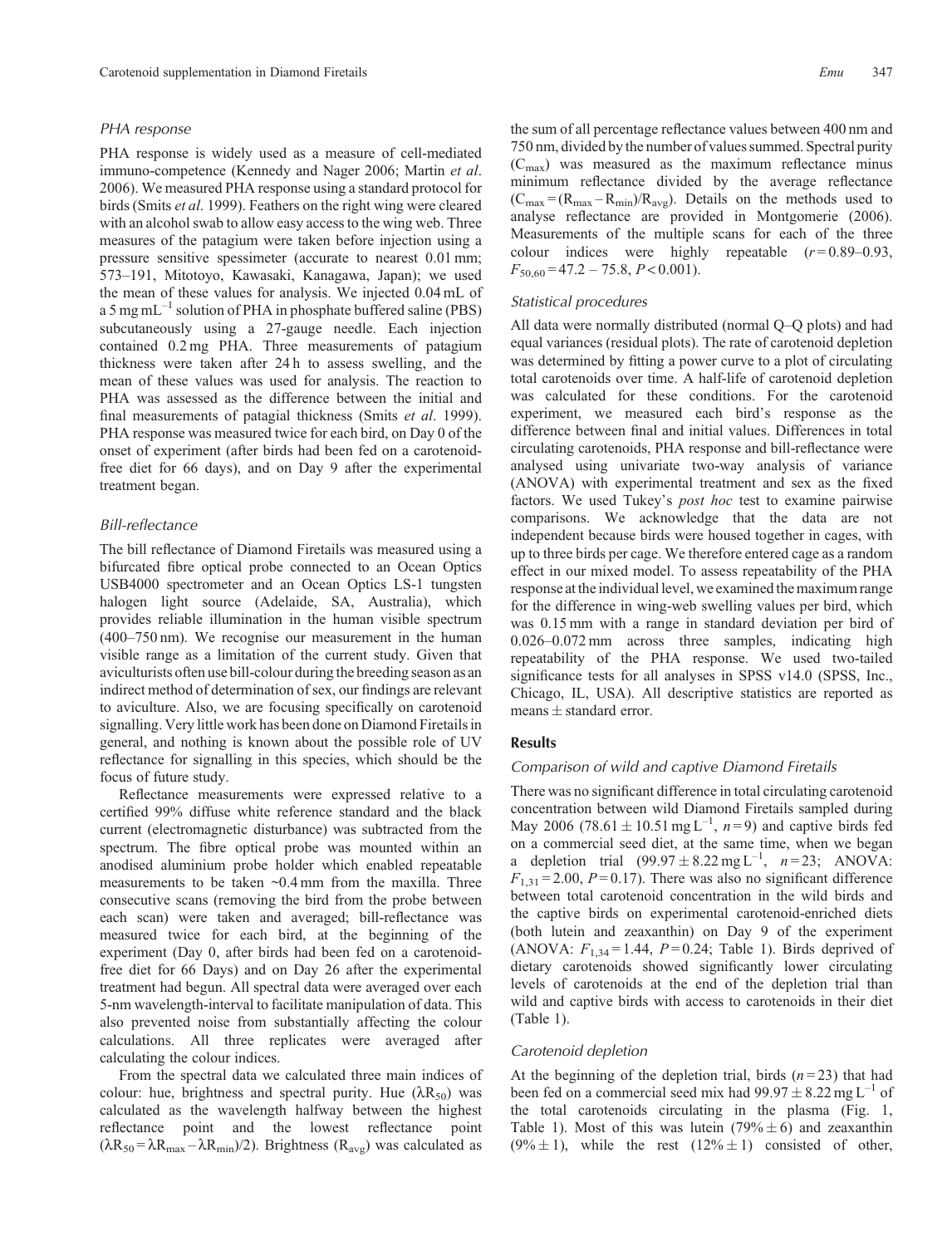### PHA response

PHA response is widely used as a measure of cell-mediated immuno-competence (Kennedy and Nager 2006; Martin *et al*. 2006). We measured PHA response using a standard protocol for birds (Smits *et al*. 1999). Feathers on the right wing were cleared with an alcohol swab to allow easy access to the wing web. Three measures of the patagium were taken before injection using a pressure sensitive spessimeter (accurate to nearest 0.01 mm; 573–191, Mitotoyo, Kawasaki, Kanagawa, Japan); we used the mean of these values for analysis. We injected 0.04 mL of a 5 mg mL$^{-1}$ solution of PHA in phosphate buffered saline (PBS) subcutaneously using a 27-gauge needle. Each injection contained 0.2 mg PHA. Three measurements of patagium thickness were taken after 24 h to assess swelling, and the mean of these values was used for analysis. The reaction to PHA was assessed as the difference between the initial and final measurements of patagial thickness (Smits *et al*. 1999). PHA response was measured twice for each bird, on Day 0 of the onset of experiment (after birds had been fed on a carotenoid-free diet for 66 days), and on Day 9 after the experimental treatment began.

### Bill-reflectance

The bill reflectance of Diamond Firetails was measured using a bifurcated fibre optical probe connected to an Ocean Optics USB4000 spectrometer and an Ocean Optics LS-1 tungsten halogen light source (Adelaide, SA, Australia), which provides reliable illumination in the human visible spectrum (400–750 nm). We recognise our measurement in the human visible range as a limitation of the current study. Given that aviculturists often use bill-colour during the breeding season as an indirect method of determination of sex, our findings are relevant to aviculture. Also, we are focusing specifically on carotenoid signalling. Very little work has been done on Diamond Firetails in general, and nothing is known about the possible role of UV reflectance for signalling in this species, which should be the focus of future study.

Reflectance measurements were expressed relative to a certified 99% diffuse white reference standard and the black current (electromagnetic disturbance) was subtracted from the spectrum. The fibre optical probe was mounted within an anodised aluminium probe holder which enabled repeatable measurements to be taken ~0.4 mm from the maxilla. Three consecutive scans (removing the bird from the probe between each scan) were taken and averaged; bill-reflectance was measured twice for each bird, at the beginning of the experiment (Day 0, after birds had been fed on a carotenoid-free diet for 66 Days) and on Day 26 after the experimental treatment had begun. All spectral data were averaged over each 5-nm wavelength-interval to facilitate manipulation of data. This also prevented noise from substantially affecting the colour calculations. All three replicates were averaged after calculating the colour indices.

From the spectral data we calculated three main indices of colour: hue, brightness and spectral purity. Hue ($\lambda R_{50}$) was calculated as the wavelength halfway between the highest reflectance point and the lowest reflectance point ($\lambda R_{50} = \lambda R_{max} - \lambda R_{min})/2$). Brightness ($R_{avg}$) was calculated as the sum of all percentage reflectance values between 400 nm and 750 nm, divided by the number of values summed. Spectral purity ($C_{max}$) was measured as the maximum reflectance minus minimum reflectance divided by the average reflectance ($C_{max} = (R_{max} - R_{min})/R_{avg}$). Details on the methods used to analyse reflectance are provided in Montgomerie (2006). Measurements of the multiple scans for each of the three colour indices were highly repeatable ($r = 0.89$–$0.93$, $F_{50,60} = 47.2 - 75.8$, $P < 0.001$).

### Statistical procedures

All data were normally distributed (normal Q–Q plots) and had equal variances (residual plots). The rate of carotenoid depletion was determined by fitting a power curve to a plot of circulating total carotenoids over time. A half-life of carotenoid depletion was calculated for these conditions. For the carotenoid experiment, we measured each bird's response as the difference between final and initial values. Differences in total circulating carotenoids, PHA response and bill-reflectance were analysed using univariate two-way analysis of variance (ANOVA) with experimental treatment and sex as the fixed factors. We used Tukey's *post hoc* test to examine pairwise comparisons. We acknowledge that the data are not independent because birds were housed together in cages, with up to three birds per cage. We therefore entered cage as a random effect in our mixed model. To assess repeatability of the PHA response at the individual level, we examined the maximum range for the difference in wing-web swelling values per bird, which was 0.15 mm with a range in standard deviation per bird of 0.026–0.072 mm across three samples, indicating high repeatability of the PHA response. We used two-tailed significance tests for all analyses in SPSS v14.0 (SPSS, Inc., Chicago, IL, USA). All descriptive statistics are reported as means ± standard error.

## Results

### Comparison of wild and captive Diamond Firetails

There was no significant difference in total circulating carotenoid concentration between wild Diamond Firetails sampled during May 2006 ($78.61 \pm 10.51$ mg L$^{-1}$, $n = 9$) and captive birds fed on a commercial seed diet, at the same time, when we began a depletion trial ($99.97 \pm 8.22$ mg L$^{-1}$, $n = 23$; ANOVA: $F_{1,31} = 2.00$, $P = 0.17$). There was also no significant difference between total carotenoid concentration in the wild birds and the captive birds on experimental carotenoid-enriched diets (both lutein and zeaxanthin) on Day 9 of the experiment (ANOVA: $F_{1,34} = 1.44$, $P = 0.24$; Table 1). Birds deprived of dietary carotenoids showed significantly lower circulating levels of carotenoids at the end of the depletion trial than wild and captive birds with access to carotenoids in their diet (Table 1).

### Carotenoid depletion

At the beginning of the depletion trial, birds ($n = 23$) that had been fed on a commercial seed mix had $99.97 \pm 8.22$ mg L$^{-1}$ of the total carotenoids circulating in the plasma (Fig. 1, Table 1). Most of this was lutein (79% ± 6) and zeaxanthin (9% ± 1), while the rest (12% ± 1) consisted of other,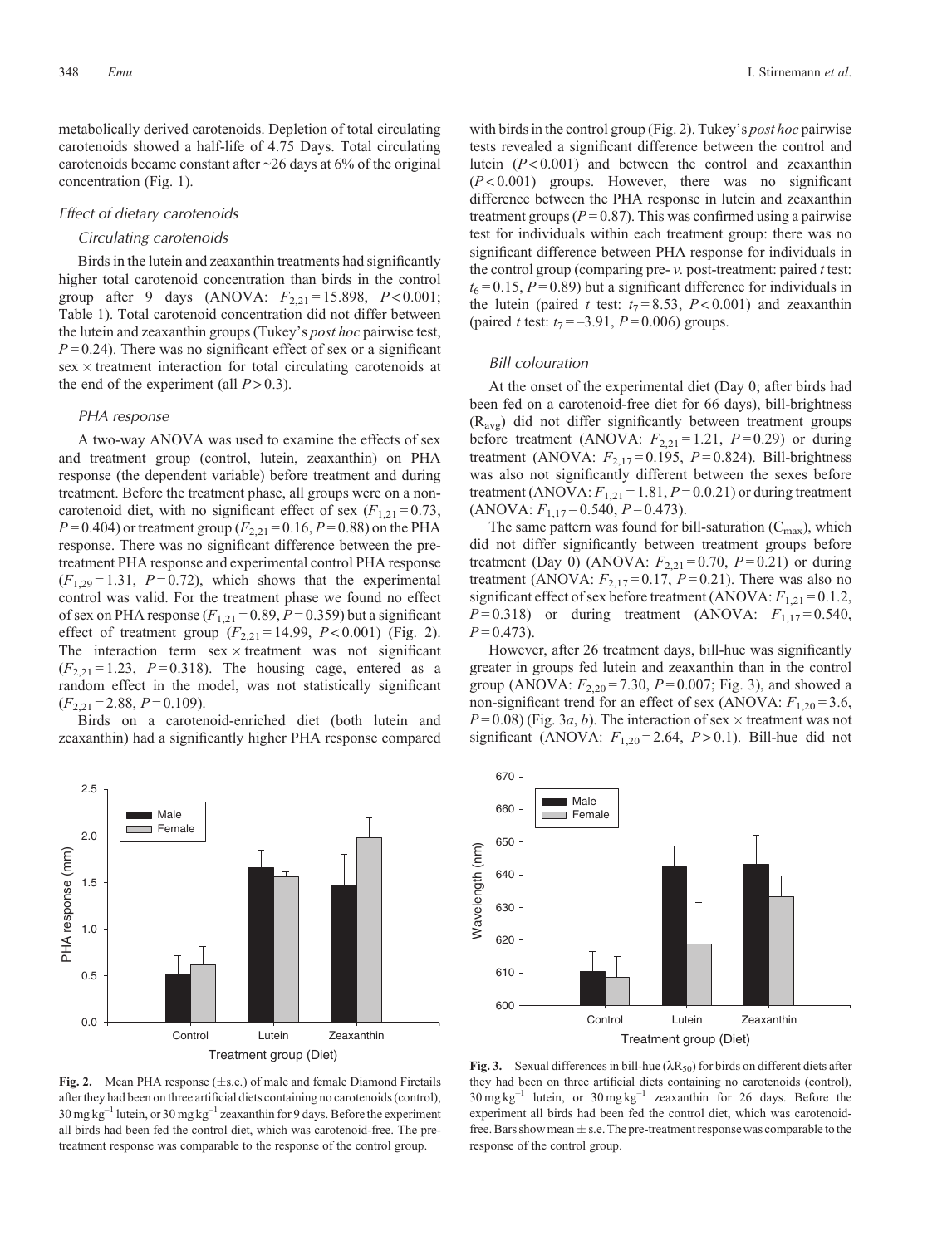metabolically derived carotenoids. Depletion of total circulating carotenoids showed a half-life of 4.75 Days. Total circulating carotenoids became constant after ~26 days at 6% of the original concentration (Fig. 1).

### Effect of dietary carotenoids

#### Circulating carotenoids

Birds in the lutein and zeaxanthin treatments had significantly higher total carotenoid concentration than birds in the control group after 9 days (ANOVA: $F_{2,21} = 15.898$, $P < 0.001$; Table 1). Total carotenoid concentration did not differ between the lutein and zeaxanthin groups (Tukey's *post hoc* pairwise test, $P = 0.24$). There was no significant effect of sex or a significant sex × treatment interaction for total circulating carotenoids at the end of the experiment (all $P > 0.3$).

#### PHA response

A two-way ANOVA was used to examine the effects of sex and treatment group (control, lutein, zeaxanthin) on PHA response (the dependent variable) before treatment and during treatment. Before the treatment phase, all groups were on a non-carotenoid diet, with no significant effect of sex ($F_{1,21} = 0.73$, $P = 0.404$) or treatment group ($F_{2,21} = 0.16$, $P = 0.88$) on the PHA response. There was no significant difference between the pre-treatment PHA response and experimental control PHA response ($F_{1,29} = 1.31$, $P = 0.72$), which shows that the experimental control was valid. For the treatment phase we found no effect of sex on PHA response ($F_{1,21} = 0.89$, $P = 0.359$) but a significant effect of treatment group ($F_{2,21} = 14.99$, $P < 0.001$) (Fig. 2). The interaction term sex × treatment was not significant ($F_{2,21} = 1.23$, $P = 0.318$). The housing cage, entered as a random effect in the model, was not statistically significant ($F_{2,21} = 2.88$, $P = 0.109$).

Birds on a carotenoid-enriched diet (both lutein and zeaxanthin) had a significantly higher PHA response compared with birds in the control group (Fig. 2). Tukey's *post hoc* pairwise tests revealed a significant difference between the control and lutein ($P < 0.001$) and between the control and zeaxanthin ($P < 0.001$) groups. However, there was no significant difference between the PHA response in lutein and zeaxanthin treatment groups ($P = 0.87$). This was confirmed using a pairwise test for individuals within each treatment group: there was no significant difference between PHA response for individuals in the control group (comparing pre- *v.* post-treatment: paired *t* test: $t_6 = 0.15$, $P = 0.89$) but a significant difference for individuals in the lutein (paired *t* test: $t_7 = 8.53$, $P < 0.001$) and zeaxanthin (paired *t* test: $t_7 = -3.91$, $P = 0.006$) groups.

#### Bill colouration

At the onset of the experimental diet (Day 0; after birds had been fed on a carotenoid-free diet for 66 days), bill-brightness ($R_{avg}$) did not differ significantly between treatment groups before treatment (ANOVA: $F_{2,21} = 1.21$, $P = 0.29$) or during treatment (ANOVA: $F_{2,17} = 0.195$, $P = 0.824$). Bill-brightness was also not significantly different between the sexes before treatment (ANOVA: $F_{1,21} = 1.81$, $P = 0.0.21$) or during treatment (ANOVA: $F_{1,17} = 0.540$, $P = 0.473$).

The same pattern was found for bill-saturation ($C_{max}$), which did not differ significantly between treatment groups before treatment (Day 0) (ANOVA: $F_{2,21} = 0.70$, $P = 0.21$) or during treatment (ANOVA: $F_{2,17} = 0.17$, $P = 0.21$). There was also no significant effect of sex before treatment (ANOVA: $F_{1,21} = 0.1.2$, $P = 0.318$) or during treatment (ANOVA: $F_{1,17} = 0.540$, $P = 0.473$).

However, after 26 treatment days, bill-hue was significantly greater in groups fed lutein and zeaxanthin than in the control group (ANOVA: $F_{2,20} = 7.30$, $P = 0.007$; Fig. 3), and showed a non-significant trend for an effect of sex (ANOVA: $F_{1,20} = 3.6$, $P = 0.08$) (Fig. 3*a*, *b*). The interaction of sex × treatment was not significant (ANOVA: $F_{1,20} = 2.64$, $P > 0.1$). Bill-hue did not

**Fig. 2.** Mean PHA response (±s.e.) of male and female Diamond Firetails after they had been on three artificial diets containing no carotenoids (control), 30 mg kg$^{-1}$ lutein, or 30 mg kg$^{-1}$ zeaxanthin for 9 days. Before the experiment all birds had been fed the control diet, which was carotenoid-free. The pre-treatment response was comparable to the response of the control group.

**Fig. 3.** Sexual differences in bill-hue ($\lambda R_{50}$) for birds on different diets after they had been on three artificial diets containing no carotenoids (control), 30 mg kg$^{-1}$ lutein, or 30 mg kg$^{-1}$ zeaxanthin for 26 days. Before the experiment all birds had been fed the control diet, which was carotenoid-free. Bars show mean ± s.e. The pre-treatment response was comparable to the response of the control group.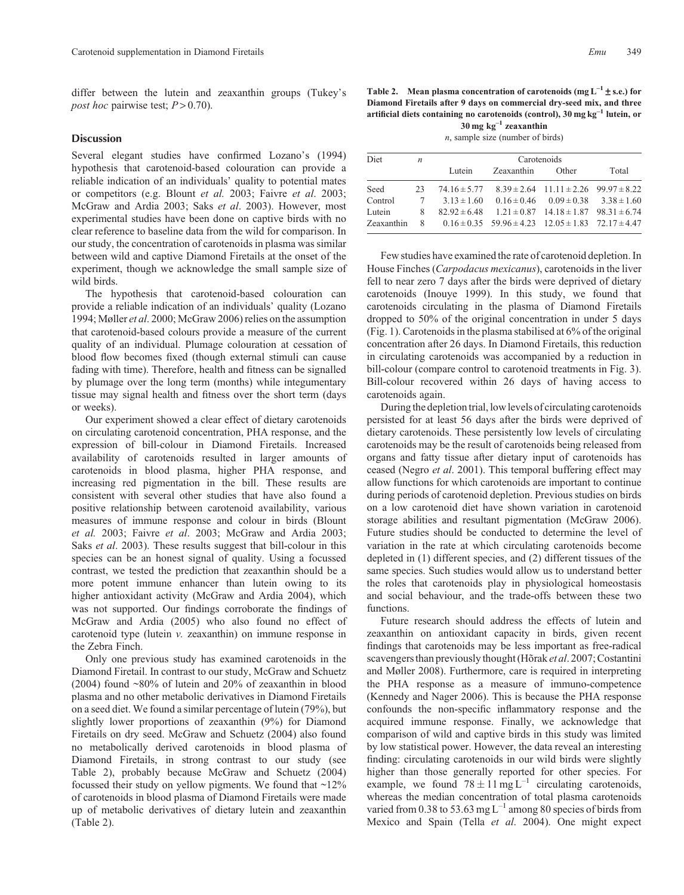differ between the lutein and zeaxanthin groups (Tukey's *post hoc* pairwise test; $P > 0.70$).

## Discussion

Several elegant studies have confirmed Lozano's (1994) hypothesis that carotenoid-based colouration can provide a reliable indication of an individuals' quality to potential mates or competitors (e.g. Blount *et al.* 2003; Faivre *et al*. 2003; McGraw and Ardia 2003; Saks *et al*. 2003). However, most experimental studies have been done on captive birds with no clear reference to baseline data from the wild for comparison. In our study, the concentration of carotenoids in plasma was similar between wild and captive Diamond Firetails at the onset of the experiment, though we acknowledge the small sample size of wild birds.

The hypothesis that carotenoid-based colouration can provide a reliable indication of an individuals' quality (Lozano 1994; Møller *et al*. 2000; McGraw 2006) relies on the assumption that carotenoid-based colours provide a measure of the current quality of an individual. Plumage colouration at cessation of blood flow becomes fixed (though external stimuli can cause fading with time). Therefore, health and fitness can be signalled by plumage over the long term (months) while integumentary tissue may signal health and fitness over the short term (days or weeks).

Our experiment showed a clear effect of dietary carotenoids on circulating carotenoid concentration, PHA response, and the expression of bill-colour in Diamond Firetails. Increased availability of carotenoids resulted in larger amounts of carotenoids in blood plasma, higher PHA response, and increasing red pigmentation in the bill. These results are consistent with several other studies that have also found a positive relationship between carotenoid availability, various measures of immune response and colour in birds (Blount *et al.* 2003; Faivre *et al*. 2003; McGraw and Ardia 2003; Saks *et al*. 2003). These results suggest that bill-colour in this species can be an honest signal of quality. Using a focussed contrast, we tested the prediction that zeaxanthin should be a more potent immune enhancer than lutein owing to its higher antioxidant activity (McGraw and Ardia 2004), which was not supported. Our findings corroborate the findings of McGraw and Ardia (2005) who also found no effect of carotenoid type (lutein *v.* zeaxanthin) on immune response in the Zebra Finch.

Only one previous study has examined carotenoids in the Diamond Firetail. In contrast to our study, McGraw and Schuetz (2004) found ~80% of lutein and 20% of zeaxanthin in blood plasma and no other metabolic derivatives in Diamond Firetails on a seed diet. We found a similar percentage of lutein (79%), but slightly lower proportions of zeaxanthin (9%) for Diamond Firetails on dry seed. McGraw and Schuetz (2004) also found no metabolically derived carotenoids in blood plasma of Diamond Firetails, in strong contrast to our study (see Table 2), probably because McGraw and Schuetz (2004) focussed their study on yellow pigments. We found that ~12% of carotenoids in blood plasma of Diamond Firetails were made up of metabolic derivatives of dietary lutein and zeaxanthin (Table 2).

**Table 2. Mean plasma concentration of carotenoids (mg $L^{-1}$ ± s.e.) for Diamond Firetails after 9 days on commercial dry-seed mix, and three artificial diets containing no carotenoids (control), 30 mg $kg^{-1}$ lutein, or 30 mg $kg^{-1}$ zeaxanthin**

*n*, sample size (number of birds)

| Diet | *n* | Carotenoids | | | |
|---|---|---|---|---|---|
| | | Lutein | Zeaxanthin | Other | Total |
| Seed | 23 | 74.16 ± 5.77 | 8.39 ± 2.64 | 11.11 ± 2.26 | 99.97 ± 8.22 |
| Control | 7 | 3.13 ± 1.60 | 0.16 ± 0.46 | 0.09 ± 0.38 | 3.38 ± 1.60 |
| Lutein | 8 | 82.92 ± 6.48 | 1.21 ± 0.87 | 14.18 ± 1.87 | 98.31 ± 6.74 |
| Zeaxanthin | 8 | 0.16 ± 0.35 | 59.96 ± 4.23 | 12.05 ± 1.83 | 72.17 ± 4.47 |

Few studies have examined the rate of carotenoid depletion. In House Finches (*Carpodacus mexicanus*), carotenoids in the liver fell to near zero 7 days after the birds were deprived of dietary carotenoids (Inouye 1999). In this study, we found that carotenoids circulating in the plasma of Diamond Firetails dropped to 50% of the original concentration in under 5 days (Fig. 1). Carotenoids in the plasma stabilised at 6% of the original concentration after 26 days. In Diamond Firetails, this reduction in circulating carotenoids was accompanied by a reduction in bill-colour (compare control to carotenoid treatments in Fig. 3). Bill-colour recovered within 26 days of having access to carotenoids again.

During the depletion trial, low levels of circulating carotenoids persisted for at least 56 days after the birds were deprived of dietary carotenoids. These persistently low levels of circulating carotenoids may be the result of carotenoids being released from organs and fatty tissue after dietary input of carotenoids has ceased (Negro *et al*. 2001). This temporal buffering effect may allow functions for which carotenoids are important to continue during periods of carotenoid depletion. Previous studies on birds on a low carotenoid diet have shown variation in carotenoid storage abilities and resultant pigmentation (McGraw 2006). Future studies should be conducted to determine the level of variation in the rate at which circulating carotenoids become depleted in (1) different species, and (2) different tissues of the same species. Such studies would allow us to understand better the roles that carotenoids play in physiological homeostasis and social behaviour, and the trade-offs between these two functions.

Future research should address the effects of lutein and zeaxanthin on antioxidant capacity in birds, given recent findings that carotenoids may be less important as free-radical scavengers than previously thought (Hõrak *et al*. 2007; Costantini and Møller 2008). Furthermore, care is required in interpreting the PHA response as a measure of immuno-competence (Kennedy and Nager 2006). This is because the PHA response confounds the non-specific inflammatory response and the acquired immune response. Finally, we acknowledge that comparison of wild and captive birds in this study was limited by low statistical power. However, the data reveal an interesting finding: circulating carotenoids in our wild birds were slightly higher than those generally reported for other species. For example, we found $78 \pm 11$ mg $L^{-1}$ circulating carotenoids, whereas the median concentration of total plasma carotenoids varied from 0.38 to 53.63 mg $L^{-1}$ among 80 species of birds from Mexico and Spain (Tella *et al*. 2004). One might expect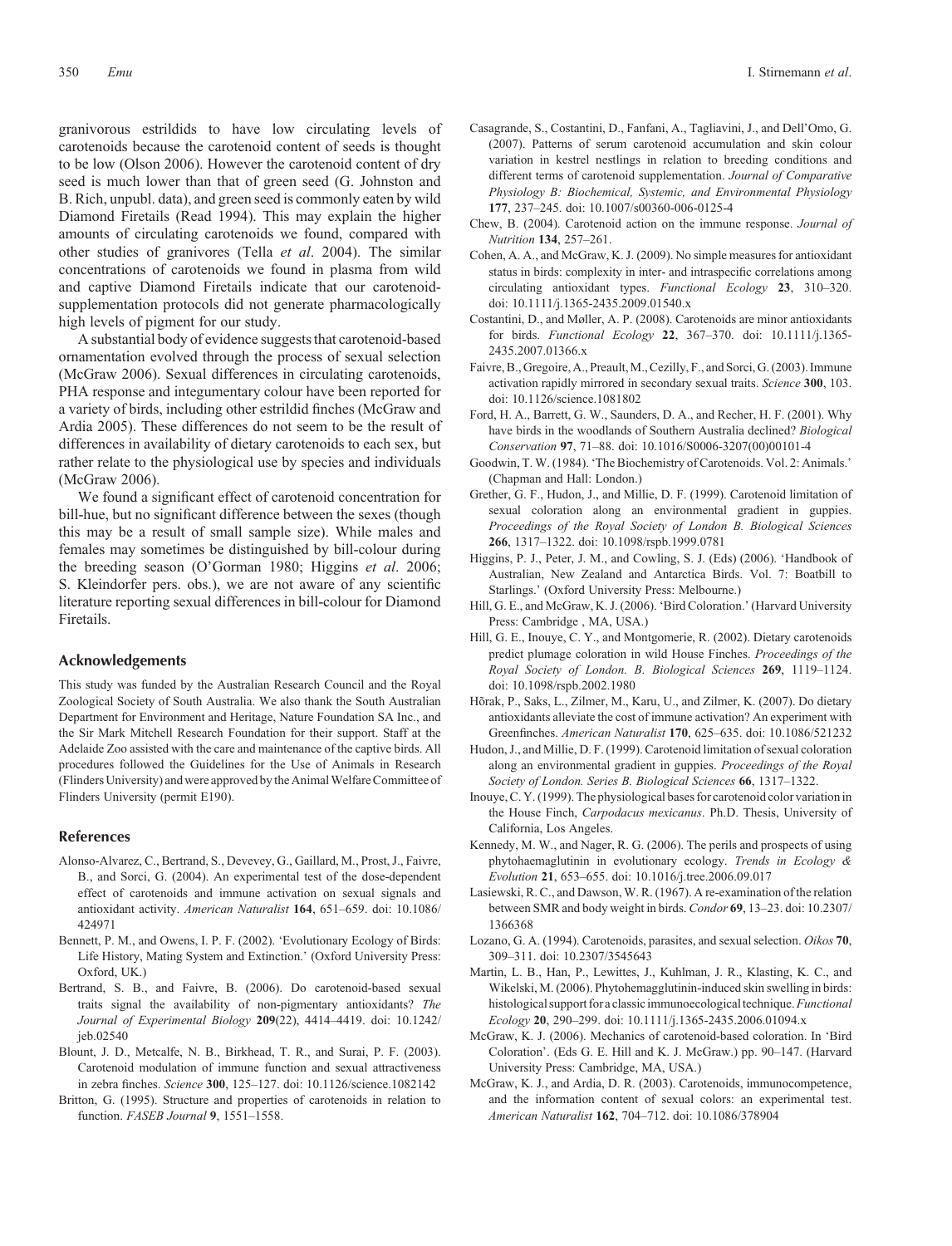granivorous estrildids to have low circulating levels of carotenoids because the carotenoid content of seeds is thought to be low (Olson 2006). However the carotenoid content of dry seed is much lower than that of green seed (G. Johnston and B. Rich, unpubl. data), and green seed is commonly eaten by wild Diamond Firetails (Read 1994). This may explain the higher amounts of circulating carotenoids we found, compared with other studies of granivores (Tella *et al*. 2004). The similar concentrations of carotenoids we found in plasma from wild and captive Diamond Firetails indicate that our carotenoid-supplementation protocols did not generate pharmacologically high levels of pigment for our study.

A substantial body of evidence suggests that carotenoid-based ornamentation evolved through the process of sexual selection (McGraw 2006). Sexual differences in circulating carotenoids, PHA response and integumentary colour have been reported for a variety of birds, including other estrildid finches (McGraw and Ardia 2005). These differences do not seem to be the result of differences in availability of dietary carotenoids to each sex, but rather relate to the physiological use by species and individuals (McGraw 2006).

We found a significant effect of carotenoid concentration for bill-hue, but no significant difference between the sexes (though this may be a result of small sample size). While males and females may sometimes be distinguished by bill-colour during the breeding season (O'Gorman 1980; Higgins *et al*. 2006; S. Kleindorfer pers. obs.), we are not aware of any scientific literature reporting sexual differences in bill-colour for Diamond Firetails.

## Acknowledgements

This study was funded by the Australian Research Council and the Royal Zoological Society of South Australia. We also thank the South Australian Department for Environment and Heritage, Nature Foundation SA Inc., and the Sir Mark Mitchell Research Foundation for their support. Staff at the Adelaide Zoo assisted with the care and maintenance of the captive birds. All procedures followed the Guidelines for the Use of Animals in Research (Flinders University) and were approved by the Animal Welfare Committee of Flinders University (permit E190).

## References

Alonso-Alvarez, C., Bertrand, S., Devevey, G., Gaillard, M., Prost, J., Faivre, B., and Sorci, G. (2004). An experimental test of the dose-dependent effect of carotenoids and immune activation on sexual signals and antioxidant activity. *American Naturalist* **164**, 651–659. doi: 10.1086/424971

Bennett, P. M., and Owens, I. P. F. (2002). 'Evolutionary Ecology of Birds: Life History, Mating System and Extinction.' (Oxford University Press: Oxford, UK.)

Bertrand, S. B., and Faivre, B. (2006). Do carotenoid-based sexual traits signal the availability of non-pigmentary antioxidants? *The Journal of Experimental Biology* **209**(22), 4414–4419. doi: 10.1242/jeb.02540

Blount, J. D., Metcalfe, N. B., Birkhead, T. R., and Surai, P. F. (2003). Carotenoid modulation of immune function and sexual attractiveness in zebra finches. *Science* **300**, 125–127. doi: 10.1126/science.1082142

Britton, G. (1995). Structure and properties of carotenoids in relation to function. *FASEB Journal* **9**, 1551–1558.

Casagrande, S., Costantini, D., Fanfani, A., Tagliavini, J., and Dell'Omo, G. (2007). Patterns of serum carotenoid accumulation and skin colour variation in kestrel nestlings in relation to breeding conditions and different terms of carotenoid supplementation. *Journal of Comparative Physiology B: Biochemical, Systemic, and Environmental Physiology* **177**, 237–245. doi: 10.1007/s00360-006-0125-4

Chew, B. (2004). Carotenoid action on the immune response. *Journal of Nutrition* **134**, 257–261.

Cohen, A. A., and McGraw, K. J. (2009). No simple measures for antioxidant status in birds: complexity in inter- and intraspecific correlations among circulating antioxidant types. *Functional Ecology* **23**, 310–320. doi: 10.1111/j.1365-2435.2009.01540.x

Costantini, D., and Møller, A. P. (2008). Carotenoids are minor antioxidants for birds. *Functional Ecology* **22**, 367–370. doi: 10.1111/j.1365-2435.2007.01366.x

Faivre, B., Gregoire, A., Preault, M., Cezilly, F., and Sorci, G. (2003). Immune activation rapidly mirrored in secondary sexual traits. *Science* **300**, 103. doi: 10.1126/science.1081802

Ford, H. A., Barrett, G. W., Saunders, D. A., and Recher, H. F. (2001). Why have birds in the woodlands of Southern Australia declined? *Biological Conservation* **97**, 71–88. doi: 10.1016/S0006-3207(00)00101-4

Goodwin, T. W. (1984). 'The Biochemistry of Carotenoids. Vol. 2: Animals.' (Chapman and Hall: London.)

Grether, G. F., Hudon, J., and Millie, D. F. (1999). Carotenoid limitation of sexual coloration along an environmental gradient in guppies. *Proceedings of the Royal Society of London B. Biological Sciences* **266**, 1317–1322. doi: 10.1098/rspb.1999.0781

Higgins, P. J., Peter, J. M., and Cowling, S. J. (Eds) (2006). 'Handbook of Australian, New Zealand and Antarctica Birds. Vol. 7: Boatbill to Starlings.' (Oxford University Press: Melbourne.)

Hill, G. E., and McGraw, K. J. (2006). 'Bird Coloration.' (Harvard University Press: Cambridge , MA, USA.)

Hill, G. E., Inouye, C. Y., and Montgomerie, R. (2002). Dietary carotenoids predict plumage coloration in wild House Finches. *Proceedings of the Royal Society of London. B. Biological Sciences* **269**, 1119–1124. doi: 10.1098/rspb.2002.1980

Hõrak, P., Saks, L., Zilmer, M., Karu, U., and Zilmer, K. (2007). Do dietary antioxidants alleviate the cost of immune activation? An experiment with Greenfinches. *American Naturalist* **170**, 625–635. doi: 10.1086/521232

Hudon, J., and Millie, D. F. (1999). Carotenoid limitation of sexual coloration along an environmental gradient in guppies. *Proceedings of the Royal Society of London. Series B. Biological Sciences* **66**, 1317–1322.

Inouye, C. Y. (1999). The physiological bases for carotenoid color variation in the House Finch, *Carpodacus mexicanus*. Ph.D. Thesis, University of California, Los Angeles.

Kennedy, M. W., and Nager, R. G. (2006). The perils and prospects of using phytohaemaglutinin in evolutionary ecology. *Trends in Ecology & Evolution* **21**, 653–655. doi: 10.1016/j.tree.2006.09.017

Lasiewski, R. C., and Dawson, W. R. (1967). A re-examination of the relation between SMR and body weight in birds. *Condor* **69**, 13–23. doi: 10.2307/1366368

Lozano, G. A. (1994). Carotenoids, parasites, and sexual selection. *Oikos* **70**, 309–311. doi: 10.2307/3545643

Martin, L. B., Han, P., Lewittes, J., Kuhlman, J. R., Klasting, K. C., and Wikelski, M. (2006). Phytohemagglutinin-induced skin swelling in birds: histological support for a classic immunoecological technique. *Functional Ecology* **20**, 290–299. doi: 10.1111/j.1365-2435.2006.01094.x

McGraw, K. J. (2006). Mechanics of carotenoid-based coloration. In 'Bird Coloration'. (Eds G. E. Hill and K. J. McGraw.) pp. 90–147. (Harvard University Press: Cambridge, MA, USA.)

McGraw, K. J., and Ardia, D. R. (2003). Carotenoids, immunocompetence, and the information content of sexual colors: an experimental test. *American Naturalist* **162**, 704–712. doi: 10.1086/378904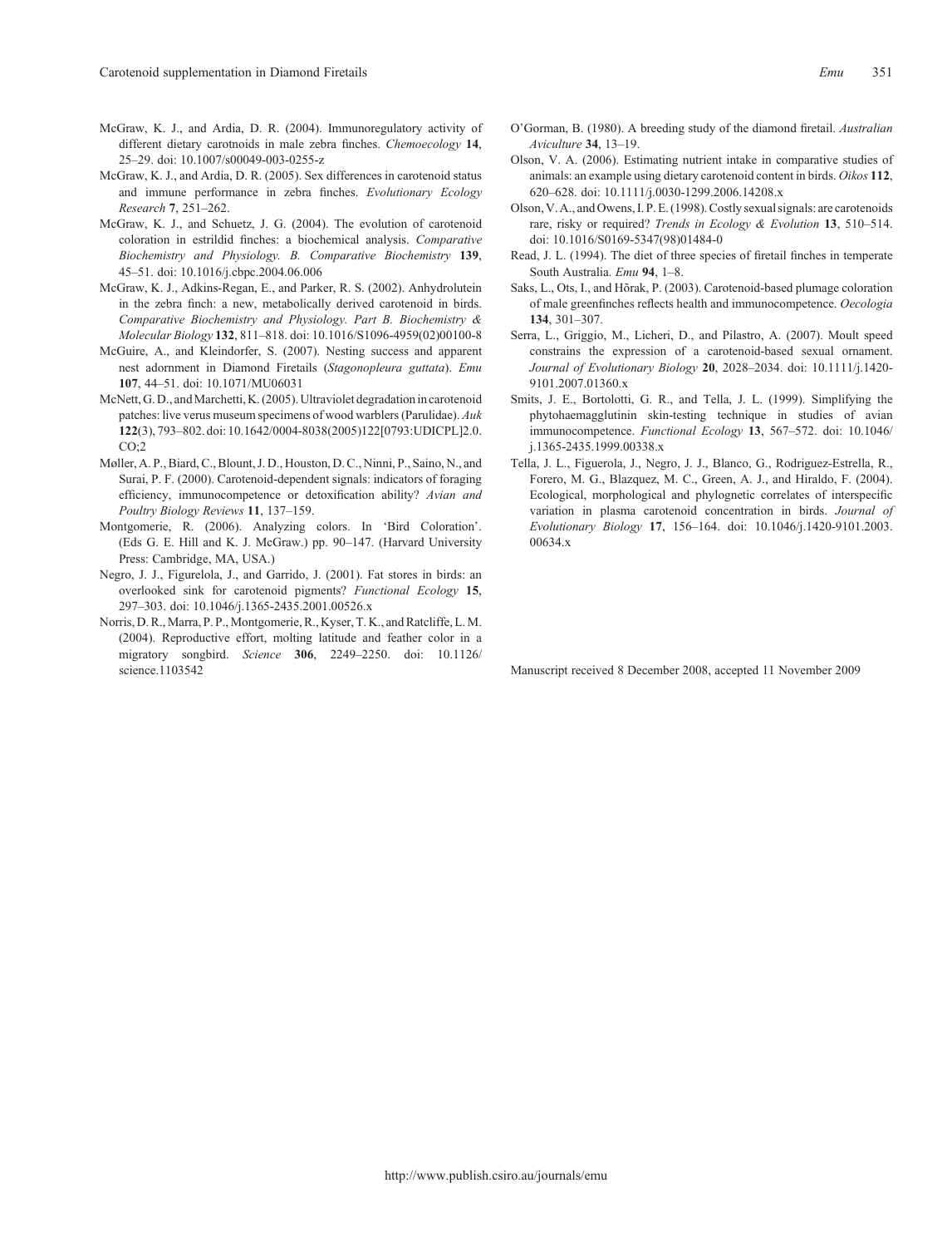McGraw, K. J., and Ardia, D. R. (2004). Immunoregulatory activity of different dietary carotnoids in male zebra finches. *Chemoecology* **14**, 25–29. doi: 10.1007/s00049-003-0255-z

McGraw, K. J., and Ardia, D. R. (2005). Sex differences in carotenoid status and immune performance in zebra finches. *Evolutionary Ecology Research* **7**, 251–262.

McGraw, K. J., and Schuetz, J. G. (2004). The evolution of carotenoid coloration in estrildid finches: a biochemical analysis. *Comparative Biochemistry and Physiology. B. Comparative Biochemistry* **139**, 45–51. doi: 10.1016/j.cbpc.2004.06.006

McGraw, K. J., Adkins-Regan, E., and Parker, R. S. (2002). Anhydrolutein in the zebra finch: a new, metabolically derived carotenoid in birds. *Comparative Biochemistry and Physiology. Part B. Biochemistry & Molecular Biology* **132**, 811–818. doi: 10.1016/S1096-4959(02)00100-8

McGuire, A., and Kleindorfer, S. (2007). Nesting success and apparent nest adornment in Diamond Firetails (*Stagonopleura guttata*). *Emu* **107**, 44–51. doi: 10.1071/MU06031

McNett, G. D., and Marchetti, K. (2005). Ultraviolet degradation in carotenoid patches: live verus museum specimens of wood warblers (Parulidae). *Auk* **122**(3), 793–802. doi: 10.1642/0004-8038(2005)122[0793:UDICPL]2.0.CO;2

Møller, A. P., Biard, C., Blount, J. D., Houston, D. C., Ninni, P., Saino, N., and Surai, P. F. (2000). Carotenoid-dependent signals: indicators of foraging efficiency, immunocompetence or detoxification ability? *Avian and Poultry Biology Reviews* **11**, 137–159.

Montgomerie, R. (2006). Analyzing colors. In 'Bird Coloration'. (Eds G. E. Hill and K. J. McGraw.) pp. 90–147. (Harvard University Press: Cambridge, MA, USA.)

Negro, J. J., Figurelola, J., and Garrido, J. (2001). Fat stores in birds: an overlooked sink for carotenoid pigments? *Functional Ecology* **15**, 297–303. doi: 10.1046/j.1365-2435.2001.00526.x

Norris, D. R., Marra, P. P., Montgomerie, R., Kyser, T. K., and Ratcliffe, L. M. (2004). Reproductive effort, molting latitude and feather color in a migratory songbird. *Science* **306**, 2249–2250. doi: 10.1126/science.1103542

O'Gorman, B. (1980). A breeding study of the diamond firetail. *Australian Aviculture* **34**, 13–19.

Olson, V. A. (2006). Estimating nutrient intake in comparative studies of animals: an example using dietary carotenoid content in birds. *Oikos* **112**, 620–628. doi: 10.1111/j.0030-1299.2006.14208.x

Olson, V. A., and Owens, I. P. E. (1998). Costly sexual signals: are carotenoids rare, risky or required? *Trends in Ecology & Evolution* **13**, 510–514. doi: 10.1016/S0169-5347(98)01484-0

Read, J. L. (1994). The diet of three species of firetail finches in temperate South Australia. *Emu* **94**, 1–8.

Saks, L., Ots, I., and Hõrak, P. (2003). Carotenoid-based plumage coloration of male greenfinches reflects health and immunocompetence. *Oecologia* **134**, 301–307.

Serra, L., Griggio, M., Licheri, D., and Pilastro, A. (2007). Moult speed constrains the expression of a carotenoid-based sexual ornament. *Journal of Evolutionary Biology* **20**, 2028–2034. doi: 10.1111/j.1420-9101.2007.01360.x

Smits, J. E., Bortolotti, G. R., and Tella, J. L. (1999). Simplifying the phytohaemagglutinin skin-testing technique in studies of avian immunocompetence. *Functional Ecology* **13**, 567–572. doi: 10.1046/j.1365-2435.1999.00338.x

Tella, J. L., Figuerola, J., Negro, J. J., Blanco, G., Rodriguez-Estrella, R., Forero, M. G., Blazquez, M. C., Green, A. J., and Hiraldo, F. (2004). Ecological, morphological and phylognetic correlates of interspecific variation in plasma carotenoid concentration in birds. *Journal of Evolutionary Biology* **17**, 156–164. doi: 10.1046/j.1420-9101.2003.00634.x

Manuscript received 8 December 2008, accepted 11 November 2009